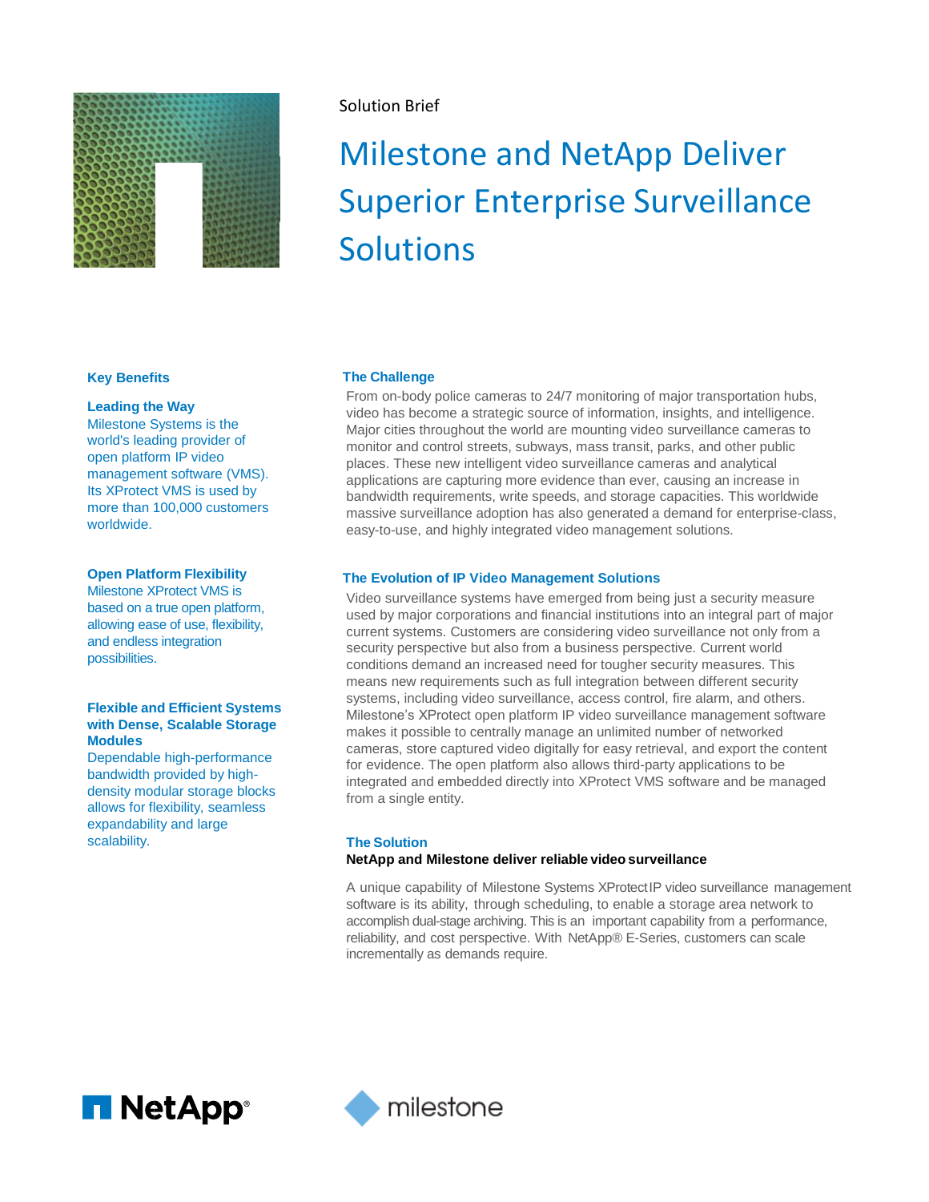Solution Brief

# Milestone and NetApp Deliver Superior Enterprise Surveillance Solutions

## Key Benefits

### Leading the Way

Milestone Systems is the world's leading provider of open platform IP video management software (VMS). Its XProtect VMS is used by more than 100,000 customers worldwide.

### Open Platform Flexibility

Milestone XProtect VMS is based on a true open platform, allowing ease of use, flexibility, and endless integration possibilities.

### Flexible and Efficient Systems with Dense, Scalable Storage Modules

Dependable high-performance bandwidth provided by high-density modular storage blocks allows for flexibility, seamless expandability and large scalability.

## The Challenge

From on-body police cameras to 24/7 monitoring of major transportation hubs, video has become a strategic source of information, insights, and intelligence. Major cities throughout the world are mounting video surveillance cameras to monitor and control streets, subways, mass transit, parks, and other public places. These new intelligent video surveillance cameras and analytical applications are capturing more evidence than ever, causing an increase in bandwidth requirements, write speeds, and storage capacities. This worldwide massive surveillance adoption has also generated a demand for enterprise-class, easy-to-use, and highly integrated video management solutions.

## The Evolution of IP Video Management Solutions

Video surveillance systems have emerged from being just a security measure used by major corporations and financial institutions into an integral part of major current systems. Customers are considering video surveillance not only from a security perspective but also from a business perspective. Current world conditions demand an increased need for tougher security measures. This means new requirements such as full integration between different security systems, including video surveillance, access control, fire alarm, and others. Milestone's XProtect open platform IP video surveillance management software makes it possible to centrally manage an unlimited number of networked cameras, store captured video digitally for easy retrieval, and export the content for evidence. The open platform also allows third-party applications to be integrated and embedded directly into XProtect VMS software and be managed from a single entity.

## The Solution

**NetApp and Milestone deliver reliable video surveillance**

A unique capability of Milestone Systems XProtect IP video surveillance management software is its ability, through scheduling, to enable a storage area network to accomplish dual-stage archiving. This is an important capability from a performance, reliability, and cost perspective. With NetApp® E-Series, customers can scale incrementally as demands require.

NetApp milestone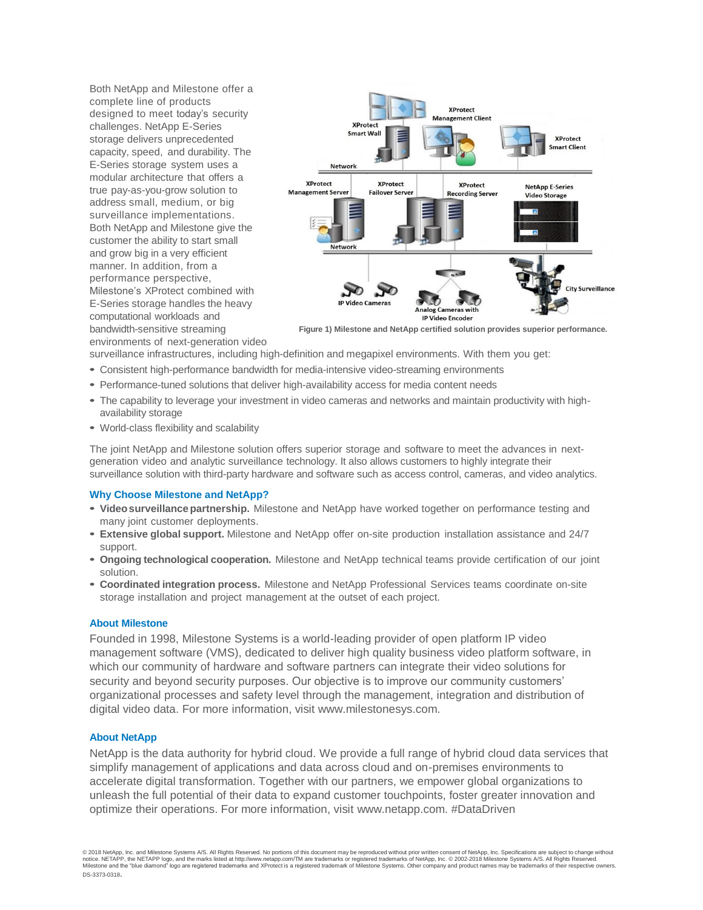Both NetApp and Milestone offer a complete line of products designed to meet today's security challenges. NetApp E-Series storage delivers unprecedented capacity, speed, and durability. The E-Series storage system uses a modular architecture that offers a true pay-as-you-grow solution to address small, medium, or big surveillance implementations. Both NetApp and Milestone give the customer the ability to start small and grow big in a very efficient manner. In addition, from a performance perspective, Milestone's XProtect combined with E-Series storage handles the heavy computational workloads and bandwidth-sensitive streaming environments of next-generation video surveillance infrastructures, including high-definition and megapixel environments. With them you get:

XProtect Smart Wall
XProtect Management Client
XProtect Smart Client
Network
XProtect Management Server
XProtect Failover Server
XProtect Recording Server
NetApp E-Series Video Storage
Network
IP Video Cameras
Analog Cameras with IP Video Encoder
City Surveillance

**Figure 1) Milestone and NetApp certified solution provides superior performance.**

- Consistent high-performance bandwidth for media-intensive video-streaming environments
- Performance-tuned solutions that deliver high-availability access for media content needs
- The capability to leverage your investment in video cameras and networks and maintain productivity with high-availability storage
- World-class flexibility and scalability

The joint NetApp and Milestone solution offers superior storage and software to meet the advances in next-generation video and analytic surveillance technology. It also allows customers to highly integrate their surveillance solution with third-party hardware and software such as access control, cameras, and video analytics.

### Why Choose Milestone and NetApp?

- **Video surveillance partnership.** Milestone and NetApp have worked together on performance testing and many joint customer deployments.
- **Extensive global support.** Milestone and NetApp offer on-site production installation assistance and 24/7 support.
- **Ongoing technological cooperation.** Milestone and NetApp technical teams provide certification of our joint solution.
- **Coordinated integration process.** Milestone and NetApp Professional Services teams coordinate on-site storage installation and project management at the outset of each project.

### About Milestone

Founded in 1998, Milestone Systems is a world-leading provider of open platform IP video management software (VMS), dedicated to deliver high quality business video platform software, in which our community of hardware and software partners can integrate their video solutions for security and beyond security purposes. Our objective is to improve our community customers' organizational processes and safety level through the management, integration and distribution of digital video data. For more information, visit www.milestonesys.com.

### About NetApp

NetApp is the data authority for hybrid cloud. We provide a full range of hybrid cloud data services that simplify management of applications and data across cloud and on-premises environments to accelerate digital transformation. Together with our partners, we empower global organizations to unleash the full potential of their data to expand customer touchpoints, foster greater innovation and optimize their operations. For more information, visit www.netapp.com. #DataDriven

© 2018 NetApp, Inc. and Milestone Systems A/S. All Rights Reserved. No portions of this document may be reproduced without prior written consent of NetApp, Inc. Specifications are subject to change without notice. NETAPP, the NETAPP logo, and the marks listed at http://www.netapp.com/TM are trademarks or registered trademarks of NetApp, Inc. © 2002-2018 Milestone Systems A/S. All Rights Reserved. Milestone and the "blue diamond" logo are registered trademarks and XProtect is a registered trademark of Milestone Systems. Other company and product names may be trademarks of their respective owners. DS-3373-0318.